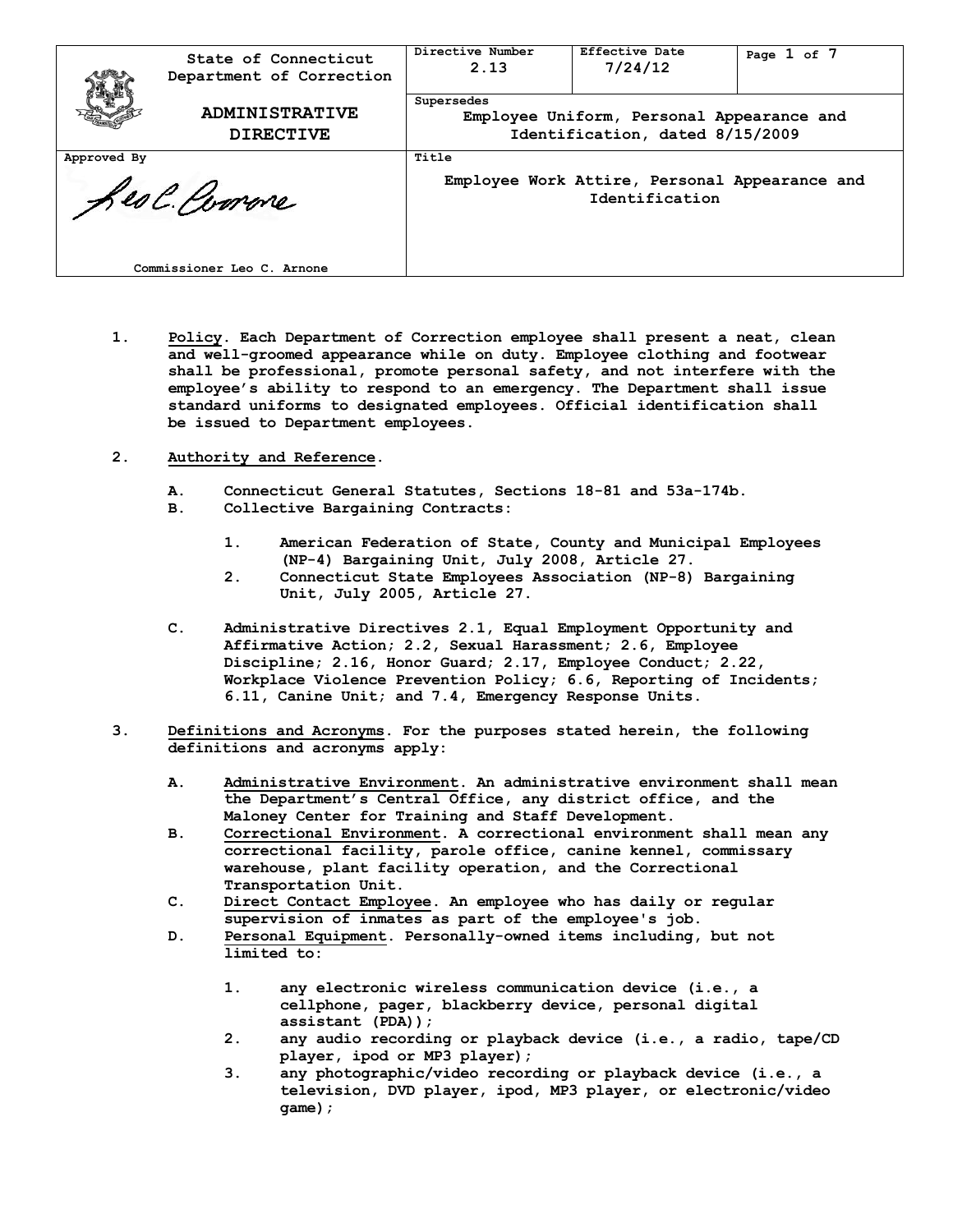| State of Connecticut Department of Correction | Directive Number 2.13 | Effective Date 7/24/12 | Page 1 of 7 |
|---|---|---|---|
| **ADMINISTRATIVE DIRECTIVE** | Supersedes: Employee Uniform, Personal Appearance and Identification, dated 8/15/2009 | | |
| Approved By: Commissioner Leo C. Arnone | Title: Employee Work Attire, Personal Appearance and Identification | | |

1. Policy. Each Department of Correction employee shall present a neat, clean and well-groomed appearance while on duty. Employee clothing and footwear shall be professional, promote personal safety, and not interfere with the employee's ability to respond to an emergency. The Department shall issue standard uniforms to designated employees. Official identification shall be issued to Department employees.

2. Authority and Reference.

   A. Connecticut General Statutes, Sections 18-81 and 53a-174b.
   
   B. Collective Bargaining Contracts:
   
      1. American Federation of State, County and Municipal Employees (NP-4) Bargaining Unit, July 2008, Article 27.
      2. Connecticut State Employees Association (NP-8) Bargaining Unit, July 2005, Article 27.
   
   C. Administrative Directives 2.1, Equal Employment Opportunity and Affirmative Action; 2.2, Sexual Harassment; 2.6, Employee Discipline; 2.16, Honor Guard; 2.17, Employee Conduct; 2.22, Workplace Violence Prevention Policy; 6.6, Reporting of Incidents; 6.11, Canine Unit; and 7.4, Emergency Response Units.

3. Definitions and Acronyms. For the purposes stated herein, the following definitions and acronyms apply:

   A. Administrative Environment. An administrative environment shall mean the Department's Central Office, any district office, and the Maloney Center for Training and Staff Development.
   
   B. Correctional Environment. A correctional environment shall mean any correctional facility, parole office, canine kennel, commissary warehouse, plant facility operation, and the Correctional Transportation Unit.
   
   C. Direct Contact Employee. An employee who has daily or regular supervision of inmates as part of the employee's job.
   
   D. Personal Equipment. Personally-owned items including, but not limited to:
   
      1. any electronic wireless communication device (i.e., a cellphone, pager, blackberry device, personal digital assistant (PDA));
      2. any audio recording or playback device (i.e., a radio, tape/CD player, ipod or MP3 player);
      3. any photographic/video recording or playback device (i.e., a television, DVD player, ipod, MP3 player, or electronic/video game);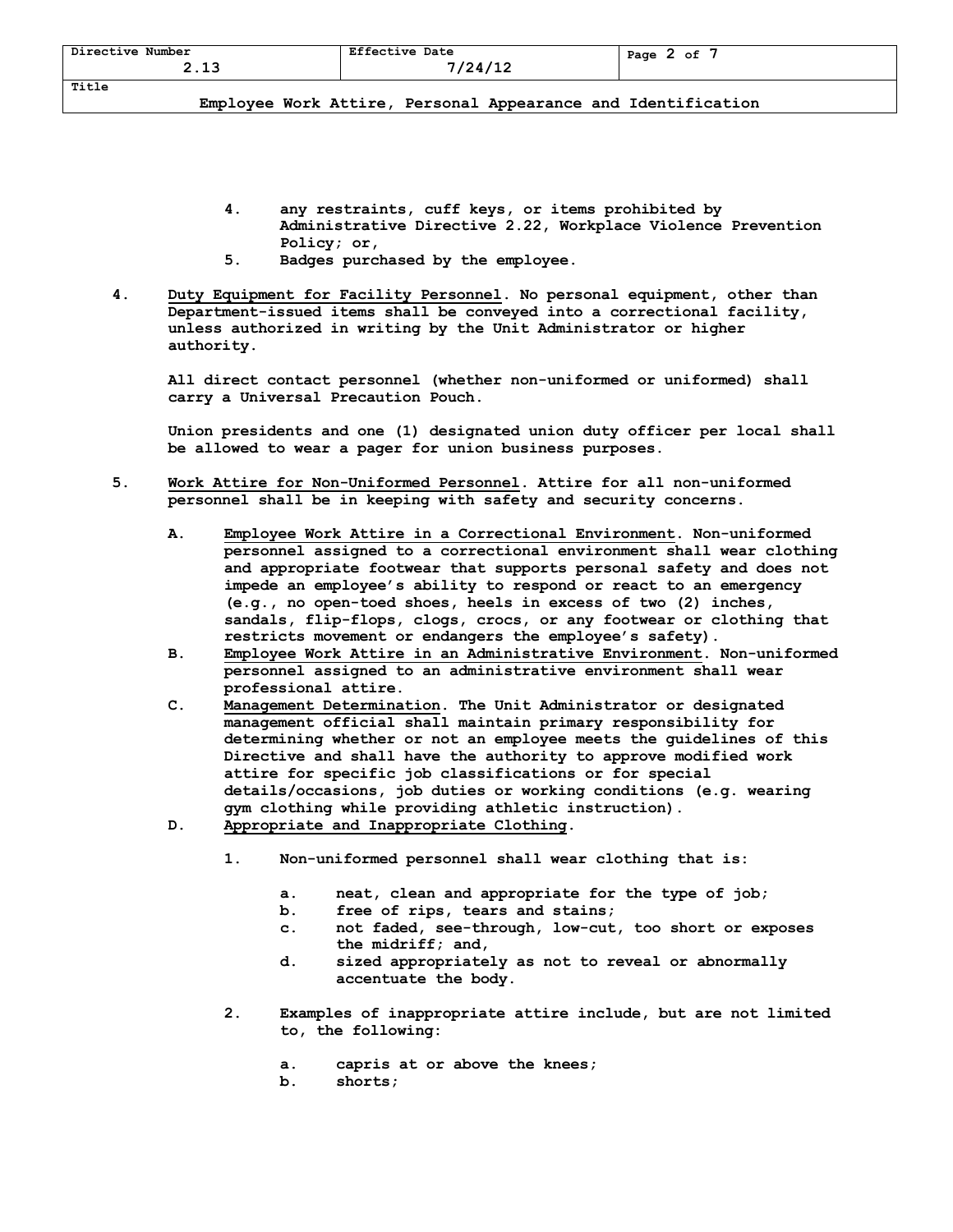4. any restraints, cuff keys, or items prohibited by Administrative Directive 2.22, Workplace Violence Prevention Policy; or,
5. Badges purchased by the employee.

4. Duty Equipment for Facility Personnel. No personal equipment, other than Department-issued items shall be conveyed into a correctional facility, unless authorized in writing by the Unit Administrator or higher authority.

   All direct contact personnel (whether non-uniformed or uniformed) shall carry a Universal Precaution Pouch.

   Union presidents and one (1) designated union duty officer per local shall be allowed to wear a pager for union business purposes.

5. Work Attire for Non-Uniformed Personnel. Attire for all non-uniformed personnel shall be in keeping with safety and security concerns.

   A. Employee Work Attire in a Correctional Environment. Non-uniformed personnel assigned to a correctional environment shall wear clothing and appropriate footwear that supports personal safety and does not impede an employee's ability to respond or react to an emergency (e.g., no open-toed shoes, heels in excess of two (2) inches, sandals, flip-flops, clogs, crocs, or any footwear or clothing that restricts movement or endangers the employee's safety).
   B. Employee Work Attire in an Administrative Environment. Non-uniformed personnel assigned to an administrative environment shall wear professional attire.
   C. Management Determination. The Unit Administrator or designated management official shall maintain primary responsibility for determining whether or not an employee meets the guidelines of this Directive and shall have the authority to approve modified work attire for specific job classifications or for special details/occasions, job duties or working conditions (e.g. wearing gym clothing while providing athletic instruction).
   D. Appropriate and Inappropriate Clothing.

      1. Non-uniformed personnel shall wear clothing that is:

         a. neat, clean and appropriate for the type of job;
         b. free of rips, tears and stains;
         c. not faded, see-through, low-cut, too short or exposes the midriff; and,
         d. sized appropriately as not to reveal or abnormally accentuate the body.

      2. Examples of inappropriate attire include, but are not limited to, the following:

         a. capris at or above the knees;
         b. shorts;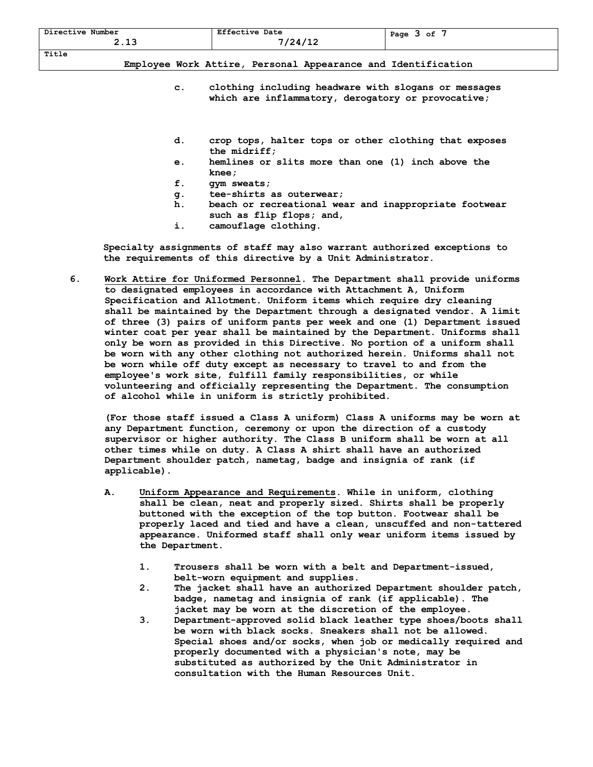c. clothing including headware with slogans or messages which are inflammatory, derogatory or provocative;

d. crop tops, halter tops or other clothing that exposes the midriff;

e. hemlines or slits more than one (1) inch above the knee;

f. gym sweats;

g. tee-shirts as outerwear;

h. beach or recreational wear and inappropriate footwear such as flip flops; and,

i. camouflage clothing.

**Specialty assignments of staff may also warrant authorized exceptions to the requirements of this directive by a Unit Administrator.**

6. **Work Attire for Uniformed Personnel.** The Department shall provide uniforms to designated employees in accordance with Attachment A, Uniform Specification and Allotment. Uniform items which require dry cleaning shall be maintained by the Department through a designated vendor. A limit of three (3) pairs of uniform pants per week and one (1) Department issued winter coat per year shall be maintained by the Department. Uniforms shall only be worn as provided in this Directive. No portion of a uniform shall be worn with any other clothing not authorized herein. Uniforms shall not be worn while off duty except as necessary to travel to and from the employee's work site, fulfill family responsibilities, or while volunteering and officially representing the Department. The consumption of alcohol while in uniform is strictly prohibited.

   (For those staff issued a Class A uniform) Class A uniforms may be worn at any Department function, ceremony or upon the direction of a custody supervisor or higher authority. The Class B uniform shall be worn at all other times while on duty. A Class A shirt shall have an authorized Department shoulder patch, nametag, badge and insignia of rank (if applicable).

   A. **Uniform Appearance and Requirements.** While in uniform, clothing shall be clean, neat and properly sized. Shirts shall be properly buttoned with the exception of the top button. Footwear shall be properly laced and tied and have a clean, unscuffed and non-tattered appearance. Uniformed staff shall only wear uniform items issued by the Department.

      1. Trousers shall be worn with a belt and Department-issued, belt-worn equipment and supplies.
      2. The jacket shall have an authorized Department shoulder patch, badge, nametag and insignia of rank (if applicable). The jacket may be worn at the discretion of the employee.
      3. Department-approved solid black leather type shoes/boots shall be worn with black socks. Sneakers shall not be allowed. Special shoes and/or socks, when job or medically required and properly documented with a physician's note, may be substituted as authorized by the Unit Administrator in consultation with the Human Resources Unit.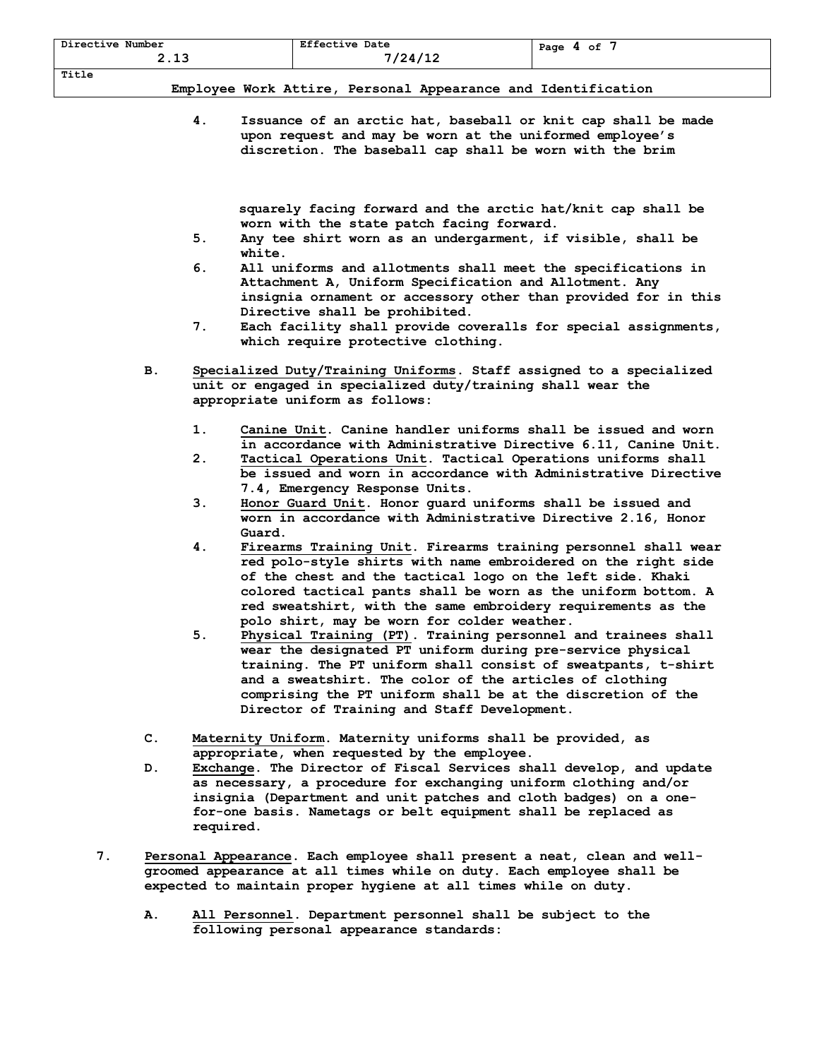4. Issuance of an arctic hat, baseball or knit cap shall be made upon request and may be worn at the uniformed employee's discretion. The baseball cap shall be worn with the brim squarely facing forward and the arctic hat/knit cap shall be worn with the state patch facing forward.
5. Any tee shirt worn as an undergarment, if visible, shall be white.
6. All uniforms and allotments shall meet the specifications in Attachment A, Uniform Specification and Allotment. Any insignia ornament or accessory other than provided for in this Directive shall be prohibited.
7. Each facility shall provide coveralls for special assignments, which require protective clothing.

B. Specialized Duty/Training Uniforms. Staff assigned to a specialized unit or engaged in specialized duty/training shall wear the appropriate uniform as follows:

1. Canine Unit. Canine handler uniforms shall be issued and worn in accordance with Administrative Directive 6.11, Canine Unit.
2. Tactical Operations Unit. Tactical Operations uniforms shall be issued and worn in accordance with Administrative Directive 7.4, Emergency Response Units.
3. Honor Guard Unit. Honor guard uniforms shall be issued and worn in accordance with Administrative Directive 2.16, Honor Guard.
4. Firearms Training Unit. Firearms training personnel shall wear red polo-style shirts with name embroidered on the right side of the chest and the tactical logo on the left side. Khaki colored tactical pants shall be worn as the uniform bottom. A red sweatshirt, with the same embroidery requirements as the polo shirt, may be worn for colder weather.
5. Physical Training (PT). Training personnel and trainees shall wear the designated PT uniform during pre-service physical training. The PT uniform shall consist of sweatpants, t-shirt and a sweatshirt. The color of the articles of clothing comprising the PT uniform shall be at the discretion of the Director of Training and Staff Development.

C. Maternity Uniform. Maternity uniforms shall be provided, as appropriate, when requested by the employee.

D. Exchange. The Director of Fiscal Services shall develop, and update as necessary, a procedure for exchanging uniform clothing and/or insignia (Department and unit patches and cloth badges) on a one-for-one basis. Nametags or belt equipment shall be replaced as required.

7. Personal Appearance. Each employee shall present a neat, clean and well-groomed appearance at all times while on duty. Each employee shall be expected to maintain proper hygiene at all times while on duty.

A. All Personnel. Department personnel shall be subject to the following personal appearance standards: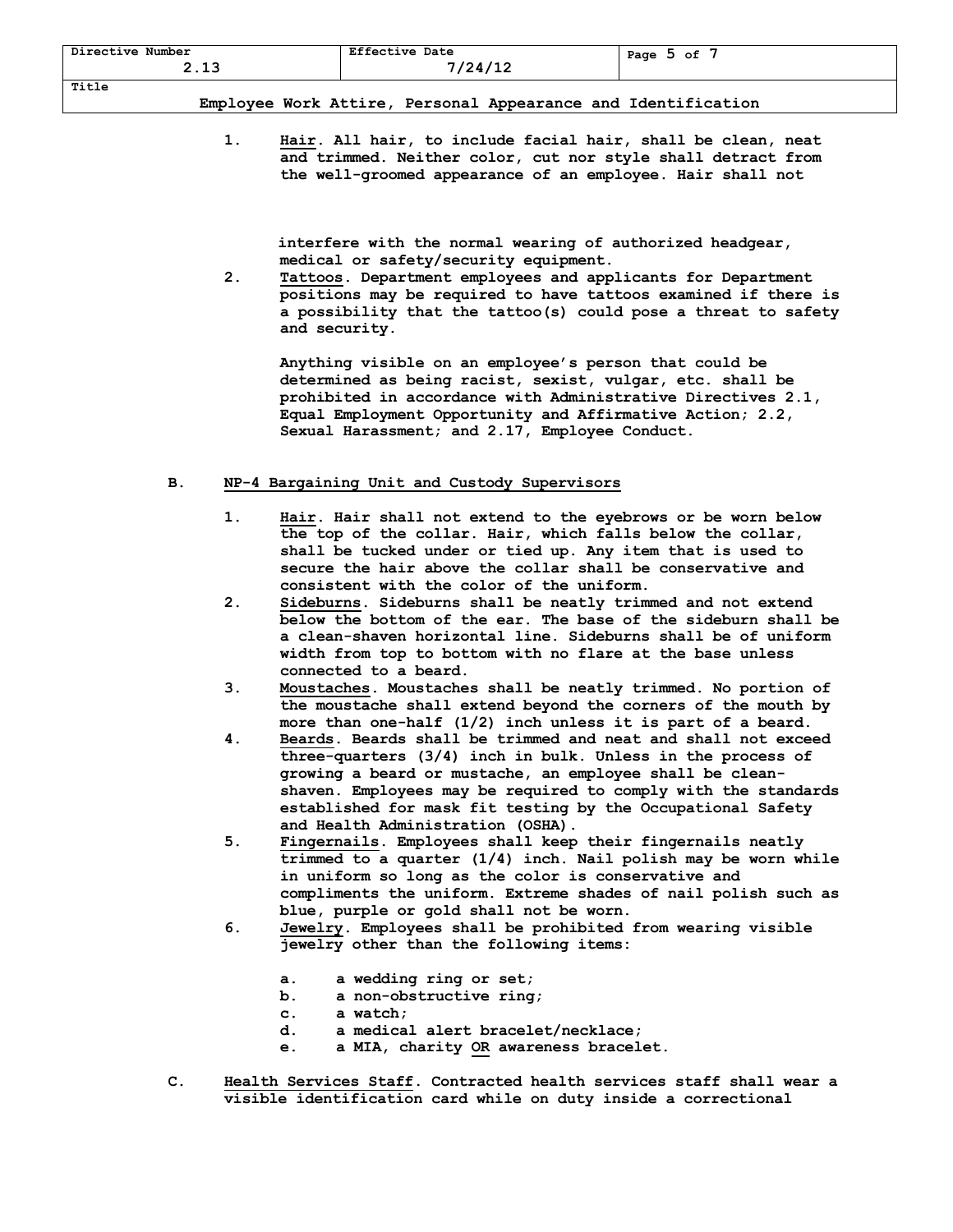1. Hair. All hair, to include facial hair, shall be clean, neat and trimmed. Neither color, cut nor style shall detract from the well-groomed appearance of an employee. Hair shall not interfere with the normal wearing of authorized headgear, medical or safety/security equipment.
2. Tattoos. Department employees and applicants for Department positions may be required to have tattoos examined if there is a possibility that the tattoo(s) could pose a threat to safety and security.

   Anything visible on an employee's person that could be determined as being racist, sexist, vulgar, etc. shall be prohibited in accordance with Administrative Directives 2.1, Equal Employment Opportunity and Affirmative Action; 2.2, Sexual Harassment; and 2.17, Employee Conduct.

B. NP-4 Bargaining Unit and Custody Supervisors

1. Hair. Hair shall not extend to the eyebrows or be worn below the top of the collar. Hair, which falls below the collar, shall be tucked under or tied up. Any item that is used to secure the hair above the collar shall be conservative and consistent with the color of the uniform.
2. Sideburns. Sideburns shall be neatly trimmed and not extend below the bottom of the ear. The base of the sideburn shall be a clean-shaven horizontal line. Sideburns shall be of uniform width from top to bottom with no flare at the base unless connected to a beard.
3. Moustaches. Moustaches shall be neatly trimmed. No portion of the moustache shall extend beyond the corners of the mouth by more than one-half (1/2) inch unless it is part of a beard.
4. Beards. Beards shall be trimmed and neat and shall not exceed three-quarters (3/4) inch in bulk. Unless in the process of growing a beard or mustache, an employee shall be clean-shaven. Employees may be required to comply with the standards established for mask fit testing by the Occupational Safety and Health Administration (OSHA).
5. Fingernails. Employees shall keep their fingernails neatly trimmed to a quarter (1/4) inch. Nail polish may be worn while in uniform so long as the color is conservative and compliments the uniform. Extreme shades of nail polish such as blue, purple or gold shall not be worn.
6. Jewelry. Employees shall be prohibited from wearing visible jewelry other than the following items:

   a. a wedding ring or set;
   b. a non-obstructive ring;
   c. a watch;
   d. a medical alert bracelet/necklace;
   e. a MIA, charity OR awareness bracelet.

C. Health Services Staff. Contracted health services staff shall wear a visible identification card while on duty inside a correctional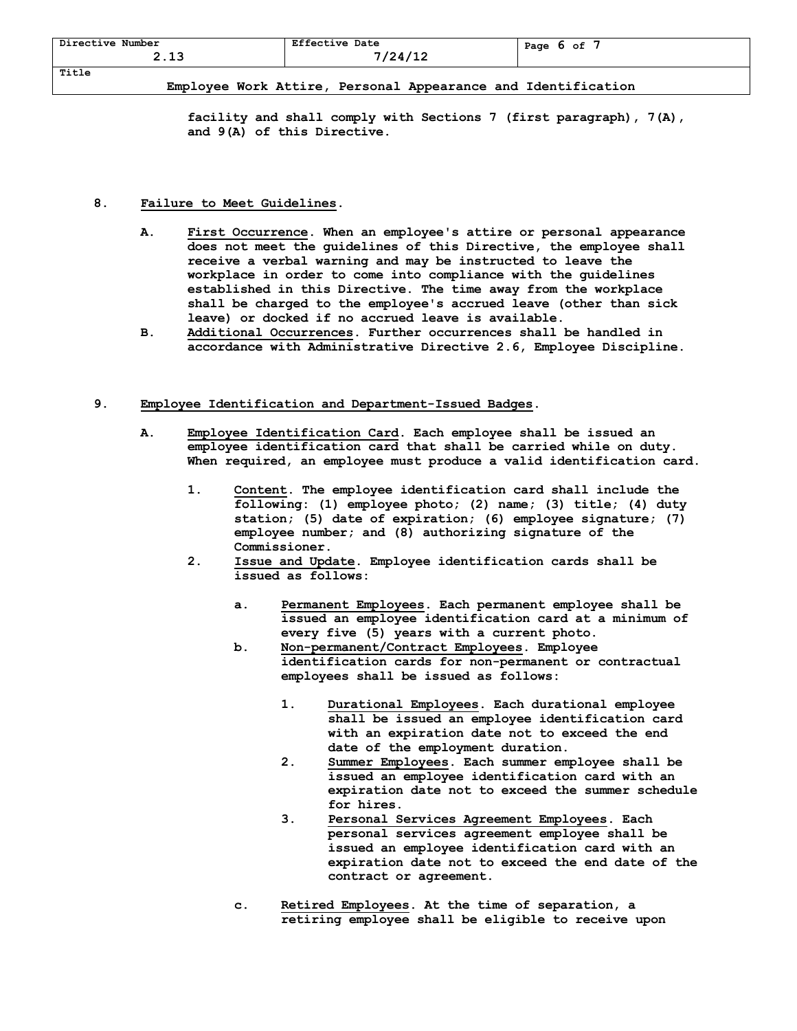facility and shall comply with Sections 7 (first paragraph), 7(A), and 9(A) of this Directive.

8. **Failure to Meet Guidelines.**

   A. First Occurrence. When an employee's attire or personal appearance does not meet the guidelines of this Directive, the employee shall receive a verbal warning and may be instructed to leave the workplace in order to come into compliance with the guidelines established in this Directive. The time away from the workplace shall be charged to the employee's accrued leave (other than sick leave) or docked if no accrued leave is available.

   B. Additional Occurrences. Further occurrences shall be handled in accordance with Administrative Directive 2.6, Employee Discipline.

9. **Employee Identification and Department-Issued Badges.**

   A. Employee Identification Card. Each employee shall be issued an employee identification card that shall be carried while on duty. When required, an employee must produce a valid identification card.

      1. Content. The employee identification card shall include the following: (1) employee photo; (2) name; (3) title; (4) duty station; (5) date of expiration; (6) employee signature; (7) employee number; and (8) authorizing signature of the Commissioner.

      2. Issue and Update. Employee identification cards shall be issued as follows:

         a. Permanent Employees. Each permanent employee shall be issued an employee identification card at a minimum of every five (5) years with a current photo.

         b. Non-permanent/Contract Employees. Employee identification cards for non-permanent or contractual employees shall be issued as follows:

            1. Durational Employees. Each durational employee shall be issued an employee identification card with an expiration date not to exceed the end date of the employment duration.

            2. Summer Employees. Each summer employee shall be issued an employee identification card with an expiration date not to exceed the summer schedule for hires.

            3. Personal Services Agreement Employees. Each personal services agreement employee shall be issued an employee identification card with an expiration date not to exceed the end date of the contract or agreement.

         c. Retired Employees. At the time of separation, a retiring employee shall be eligible to receive upon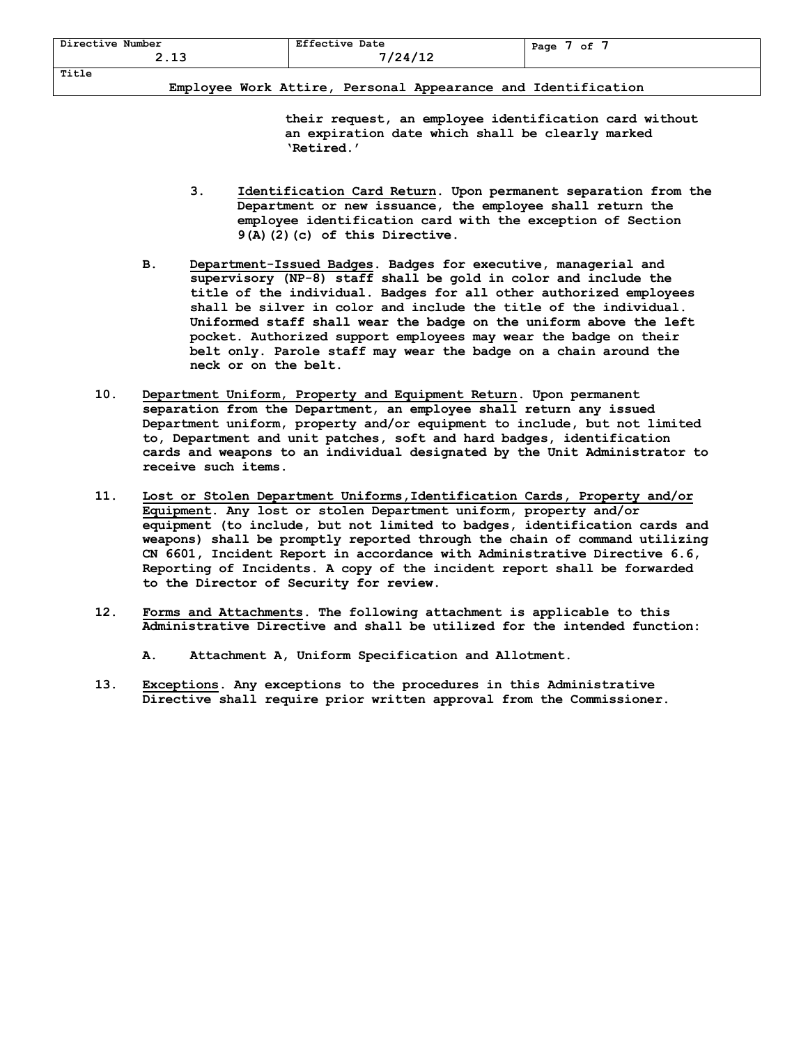their request, an employee identification card without an expiration date which shall be clearly marked 'Retired.'

3. Identification Card Return. Upon permanent separation from the Department or new issuance, the employee shall return the employee identification card with the exception of Section 9(A)(2)(c) of this Directive.

B. Department-Issued Badges. Badges for executive, managerial and supervisory (NP-8) staff shall be gold in color and include the title of the individual. Badges for all other authorized employees shall be silver in color and include the title of the individual. Uniformed staff shall wear the badge on the uniform above the left pocket. Authorized support employees may wear the badge on their belt only. Parole staff may wear the badge on a chain around the neck or on the belt.

10. Department Uniform, Property and Equipment Return. Upon permanent separation from the Department, an employee shall return any issued Department uniform, property and/or equipment to include, but not limited to, Department and unit patches, soft and hard badges, identification cards and weapons to an individual designated by the Unit Administrator to receive such items.

11. Lost or Stolen Department Uniforms,Identification Cards, Property and/or Equipment. Any lost or stolen Department uniform, property and/or equipment (to include, but not limited to badges, identification cards and weapons) shall be promptly reported through the chain of command utilizing CN 6601, Incident Report in accordance with Administrative Directive 6.6, Reporting of Incidents. A copy of the incident report shall be forwarded to the Director of Security for review.

12. Forms and Attachments. The following attachment is applicable to this Administrative Directive and shall be utilized for the intended function:

A. Attachment A, Uniform Specification and Allotment.

13. Exceptions. Any exceptions to the procedures in this Administrative Directive shall require prior written approval from the Commissioner.